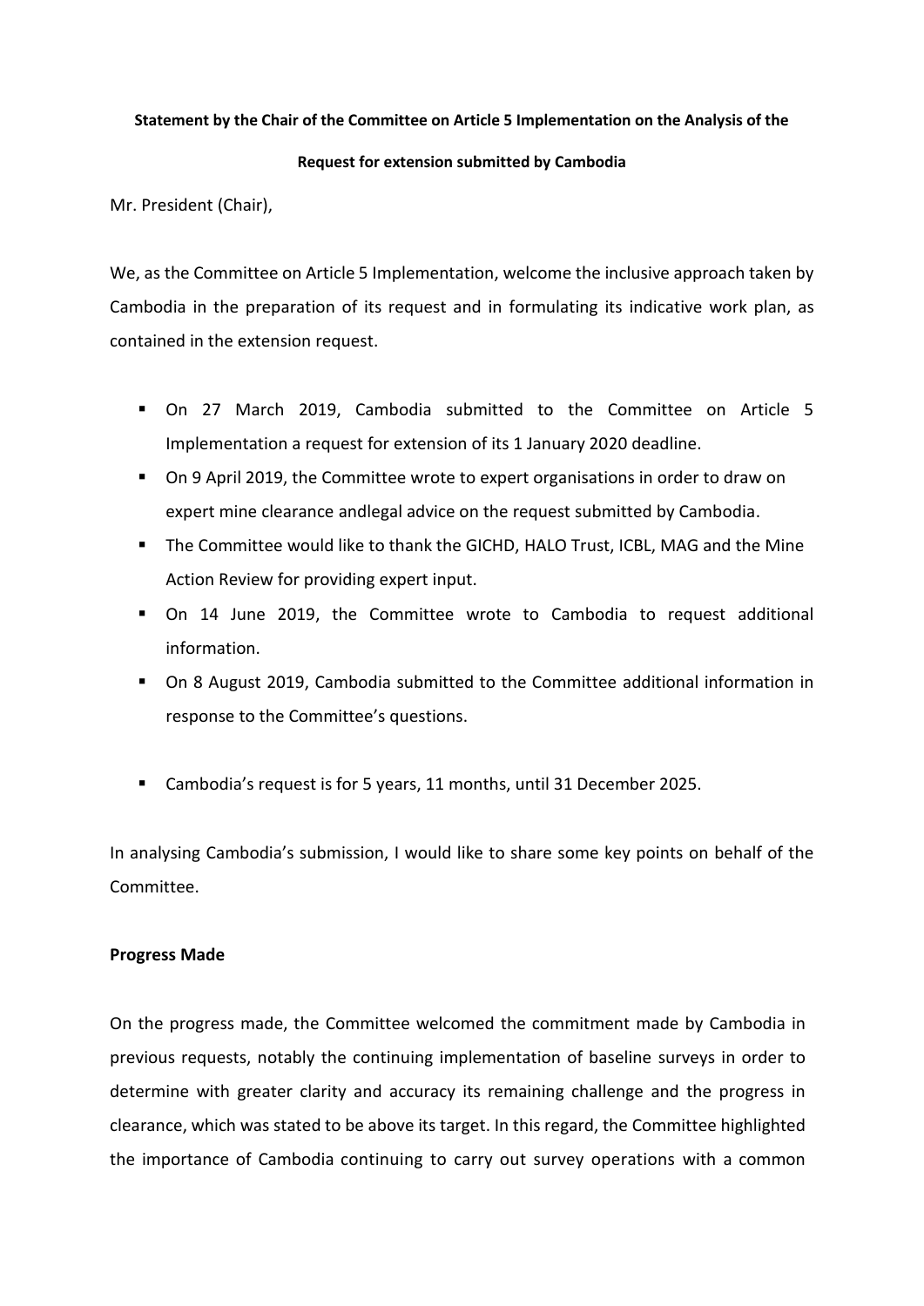**Statement by the Chair of the Committee on Article 5 Implementation on the Analysis of the Request for extension submitted by Cambodia**

Mr. President (Chair),

We, as the Committee on Article 5 Implementation, welcome the inclusive approach taken by Cambodia in the preparation of its request and in formulating its indicative work plan, as contained in the extension request.

- On 27 March 2019, Cambodia submitted to the Committee on Article 5 Implementation a request for extension of its 1 January 2020 deadline.
- On 9 April 2019, the Committee wrote to expert organisations in order to draw on expert mine clearance andlegal advice on the request submitted by Cambodia.
- The Committee would like to thank the GICHD, HALO Trust, ICBL, MAG and the Mine Action Review for providing expert input.
- On 14 June 2019, the Committee wrote to Cambodia to request additional information.
- On 8 August 2019, Cambodia submitted to the Committee additional information in response to the Committee's questions.

- Cambodia's request is for 5 years, 11 months, until 31 December 2025.

In analysing Cambodia's submission, I would like to share some key points on behalf of the Committee.

**Progress Made**

On the progress made, the Committee welcomed the commitment made by Cambodia in previous requests, notably the continuing implementation of baseline surveys in order to determine with greater clarity and accuracy its remaining challenge and the progress in clearance, which was stated to be above its target. In this regard, the Committee highlighted the importance of Cambodia continuing to carry out survey operations with a common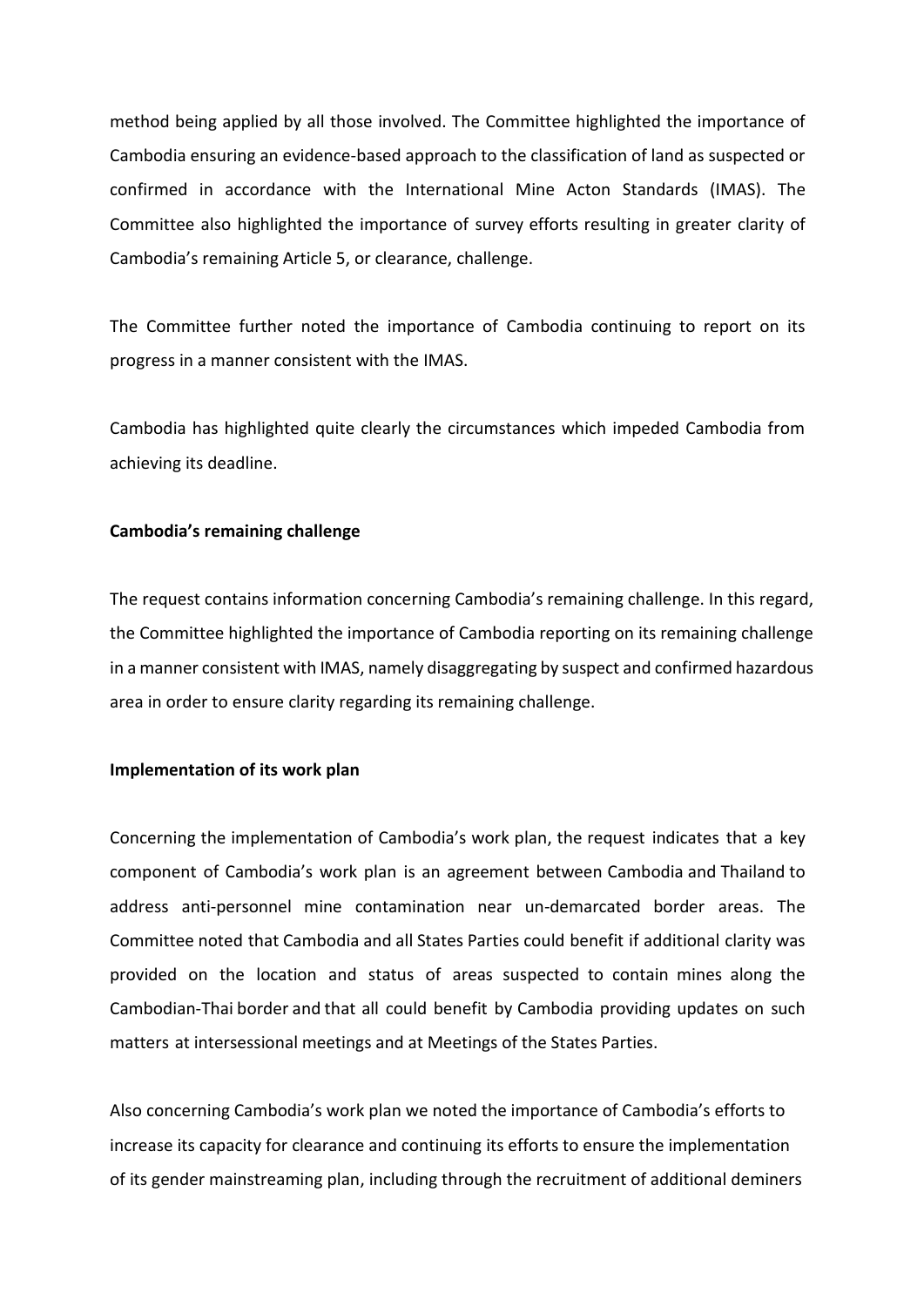method being applied by all those involved. The Committee highlighted the importance of Cambodia ensuring an evidence-based approach to the classification of land as suspected or confirmed in accordance with the International Mine Acton Standards (IMAS). The Committee also highlighted the importance of survey efforts resulting in greater clarity of Cambodia's remaining Article 5, or clearance, challenge.

The Committee further noted the importance of Cambodia continuing to report on its progress in a manner consistent with the IMAS.

Cambodia has highlighted quite clearly the circumstances which impeded Cambodia from achieving its deadline.

**Cambodia's remaining challenge**

The request contains information concerning Cambodia's remaining challenge. In this regard, the Committee highlighted the importance of Cambodia reporting on its remaining challenge in a manner consistent with IMAS, namely disaggregating by suspect and confirmed hazardous area in order to ensure clarity regarding its remaining challenge.

**Implementation of its work plan**

Concerning the implementation of Cambodia's work plan, the request indicates that a key component of Cambodia's work plan is an agreement between Cambodia and Thailand to address anti-personnel mine contamination near un-demarcated border areas. The Committee noted that Cambodia and all States Parties could benefit if additional clarity was provided on the location and status of areas suspected to contain mines along the Cambodian-Thai border and that all could benefit by Cambodia providing updates on such matters at intersessional meetings and at Meetings of the States Parties.

Also concerning Cambodia's work plan we noted the importance of Cambodia's efforts to increase its capacity for clearance and continuing its efforts to ensure the implementation of its gender mainstreaming plan, including through the recruitment of additional deminers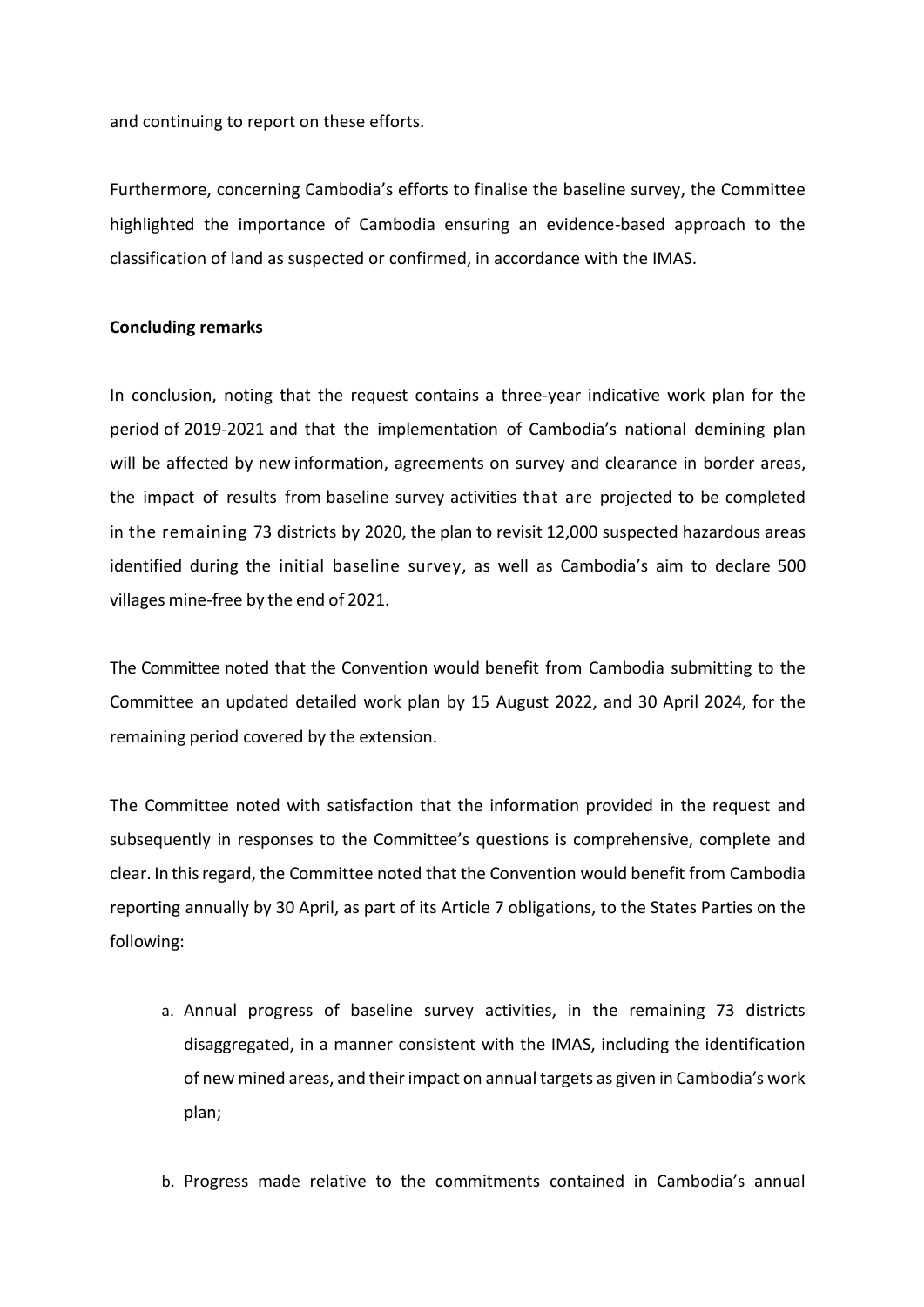and continuing to report on these efforts.

Furthermore, concerning Cambodia's efforts to finalise the baseline survey, the Committee highlighted the importance of Cambodia ensuring an evidence-based approach to the classification of land as suspected or confirmed, in accordance with the IMAS.

**Concluding remarks**

In conclusion, noting that the request contains a three-year indicative work plan for the period of 2019-2021 and that the implementation of Cambodia's national demining plan will be affected by new information, agreements on survey and clearance in border areas, the impact of results from baseline survey activities that are projected to be completed in the remaining 73 districts by 2020, the plan to revisit 12,000 suspected hazardous areas identified during the initial baseline survey, as well as Cambodia's aim to declare 500 villages mine-free by the end of 2021.

The Committee noted that the Convention would benefit from Cambodia submitting to the Committee an updated detailed work plan by 15 August 2022, and 30 April 2024, for the remaining period covered by the extension.

The Committee noted with satisfaction that the information provided in the request and subsequently in responses to the Committee's questions is comprehensive, complete and clear. In this regard, the Committee noted that the Convention would benefit from Cambodia reporting annually by 30 April, as part of its Article 7 obligations, to the States Parties on the following:

a. Annual progress of baseline survey activities, in the remaining 73 districts disaggregated, in a manner consistent with the IMAS, including the identification of new mined areas, and their impact on annual targets as given in Cambodia's work plan;

b. Progress made relative to the commitments contained in Cambodia's annual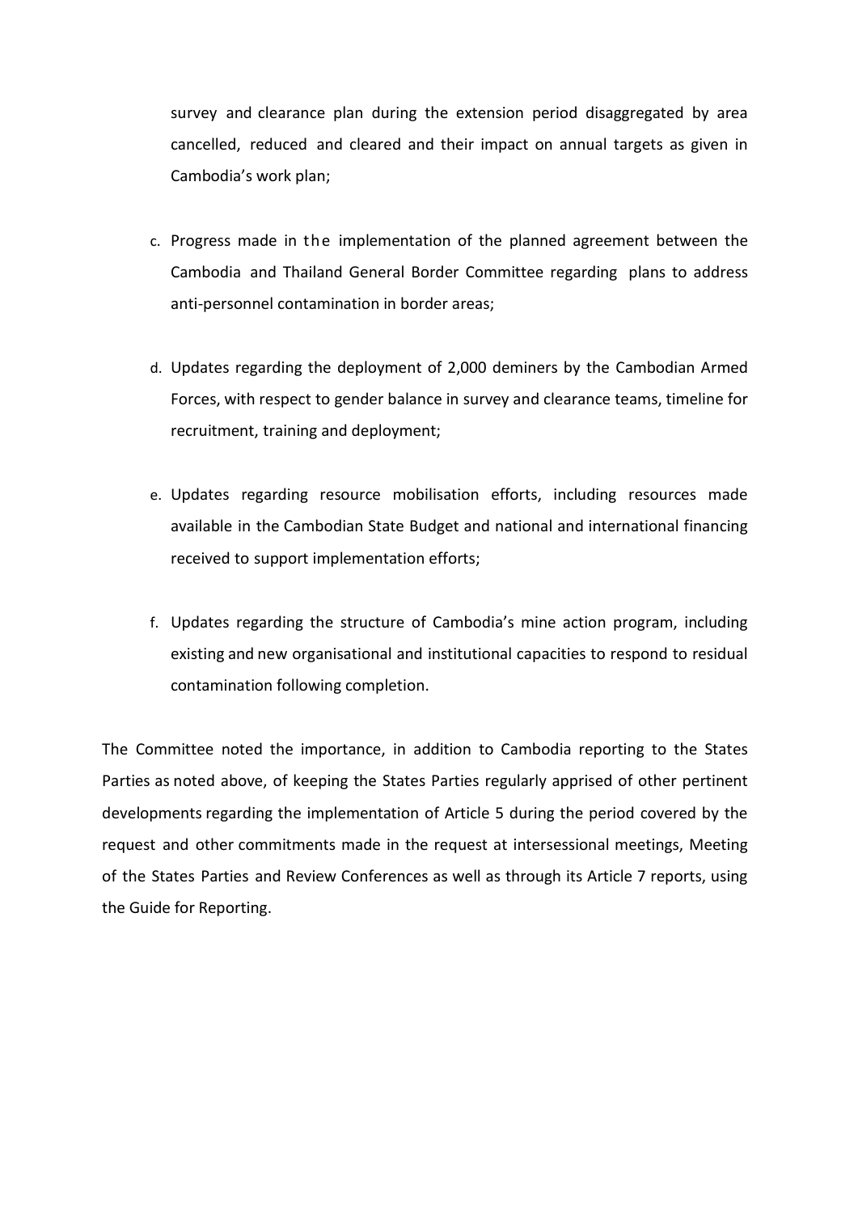survey and clearance plan during the extension period disaggregated by area cancelled, reduced and cleared and their impact on annual targets as given in Cambodia's work plan;

c. Progress made in the implementation of the planned agreement between the Cambodia and Thailand General Border Committee regarding plans to address anti-personnel contamination in border areas;

d. Updates regarding the deployment of 2,000 deminers by the Cambodian Armed Forces, with respect to gender balance in survey and clearance teams, timeline for recruitment, training and deployment;

e. Updates regarding resource mobilisation efforts, including resources made available in the Cambodian State Budget and national and international financing received to support implementation efforts;

f. Updates regarding the structure of Cambodia's mine action program, including existing and new organisational and institutional capacities to respond to residual contamination following completion.

The Committee noted the importance, in addition to Cambodia reporting to the States Parties as noted above, of keeping the States Parties regularly apprised of other pertinent developments regarding the implementation of Article 5 during the period covered by the request and other commitments made in the request at intersessional meetings, Meeting of the States Parties and Review Conferences as well as through its Article 7 reports, using the Guide for Reporting.